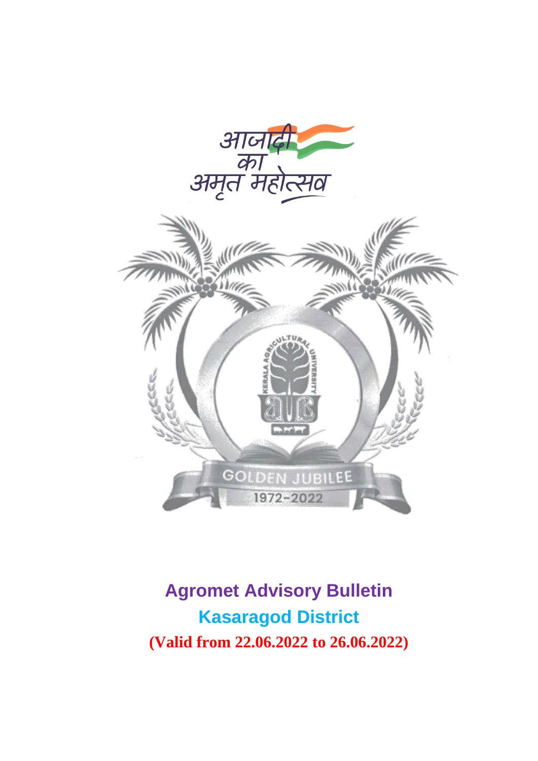आजादी का अमृत महोत्सव

GOLDEN JUBILEE
1972-2022

# Agromet Advisory Bulletin

## Kasaragod District

**(Valid from 22.06.2022 to 26.06.2022)**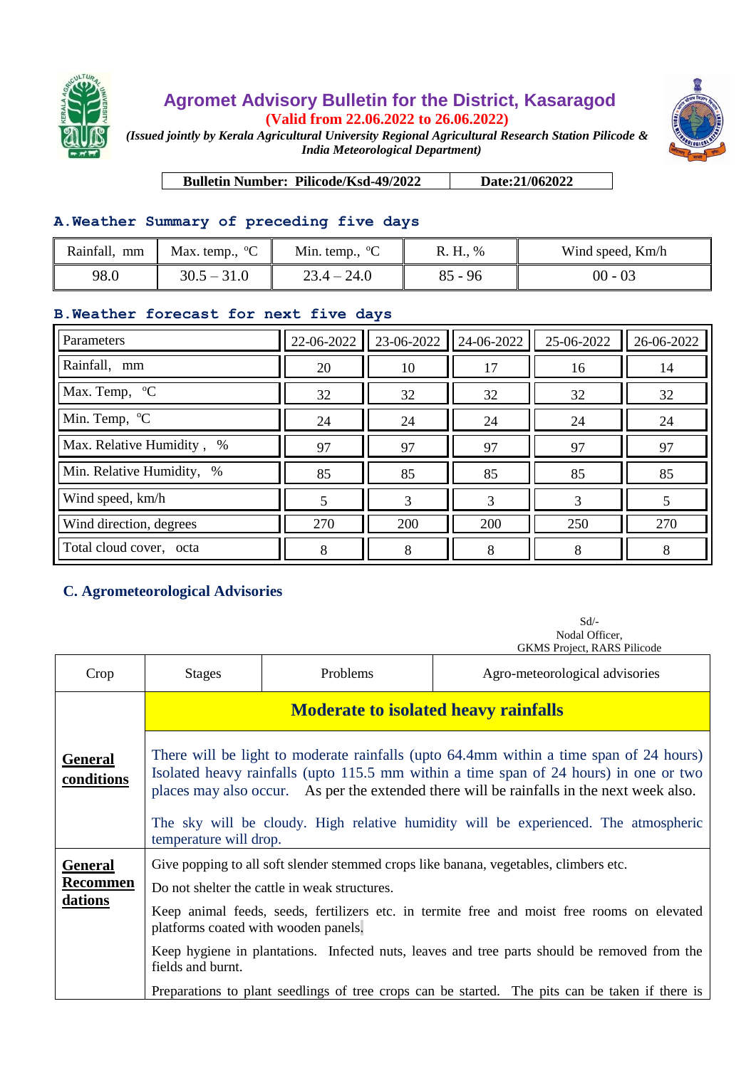# Agromet Advisory Bulletin for the District, Kasaragod

**(Valid from 22.06.2022 to 26.06.2022)**

*(Issued jointly by Kerala Agricultural University Regional Agricultural Research Station Pilicode & India Meteorological Department)*

| Bulletin Number: Pilicode/Ksd-49/2022 | Date:21/062022 |
|---|---|

## A. Weather Summary of preceding five days

| Rainfall, mm | Max. temp., °C | Min. temp., °C | R. H., % | Wind speed, Km/h |
|---|---|---|---|---|
| 98.0 | 30.5 – 31.0 | 23.4 – 24.0 | 85 - 96 | 00 - 03 |

## B. Weather forecast for next five days

| Parameters | 22-06-2022 | 23-06-2022 | 24-06-2022 | 25-06-2022 | 26-06-2022 |
|---|---|---|---|---|---|
| Rainfall, mm | 20 | 10 | 17 | 16 | 14 |
| Max. Temp, °C | 32 | 32 | 32 | 32 | 32 |
| Min. Temp, °C | 24 | 24 | 24 | 24 | 24 |
| Max. Relative Humidity , % | 97 | 97 | 97 | 97 | 97 |
| Min. Relative Humidity, % | 85 | 85 | 85 | 85 | 85 |
| Wind speed, km/h | 5 | 3 | 3 | 3 | 5 |
| Wind direction, degrees | 270 | 200 | 200 | 250 | 270 |
| Total cloud cover, octa | 8 | 8 | 8 | 8 | 8 |

## C. Agrometeorological Advisories

Sd/-
Nodal Officer,
GKMS Project, RARS Pilicode

| Crop | Stages | Problems | Agro-meteorological advisories |
|---|---|---|---|
| | **Moderate to isolated heavy rainfalls** | | |
| **General conditions** | There will be light to moderate rainfalls (upto 64.4mm within a time span of 24 hours) Isolated heavy rainfalls (upto 115.5 mm within a time span of 24 hours) in one or two places may also occur. As per the extended there will be rainfalls in the next week also.<br><br>The sky will be cloudy. High relative humidity will be experienced. The atmospheric temperature will drop. | | |
| **General Recommendations** | Give popping to all soft slender stemmed crops like banana, vegetables, climbers etc.<br><br>Do not shelter the cattle in weak structures.<br><br>Keep animal feeds, seeds, fertilizers etc. in termite free and moist free rooms on elevated platforms coated with wooden panels.<br><br>Keep hygiene in plantations. Infected nuts, leaves and tree parts should be removed from the fields and burnt.<br><br>Preparations to plant seedlings of tree crops can be started. The pits can be taken if there is | | |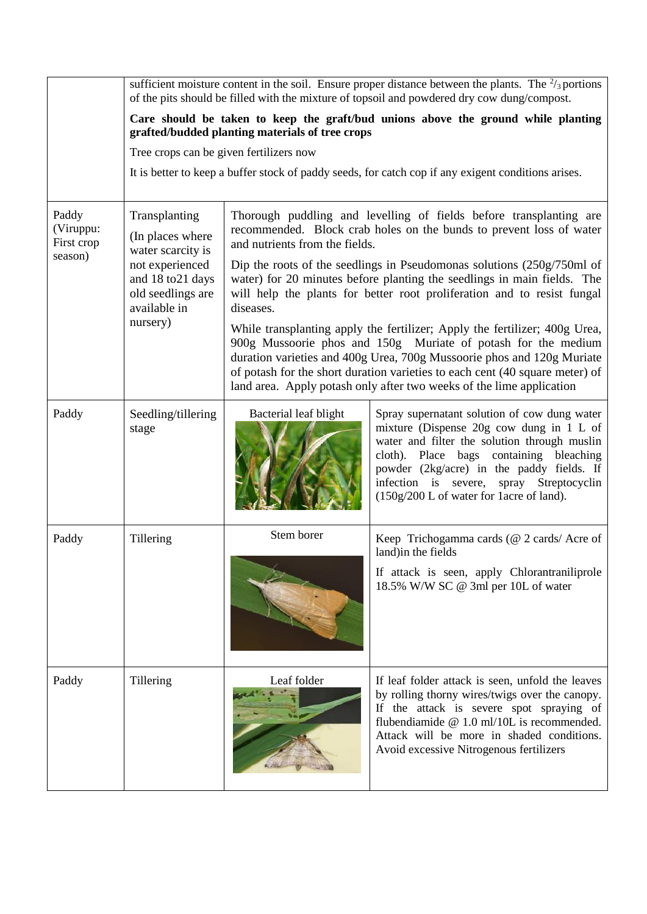| | | | |
|---|---|---|---|
| | sufficient moisture content in the soil. Ensure proper distance between the plants. The $^2/_3$ portions of the pits should be filled with the mixture of topsoil and powdered dry cow dung/compost.<br><br>**Care should be taken to keep the graft/bud unions above the ground while planting grafted/budded planting materials of tree crops**<br><br>Tree crops can be given fertilizers now<br><br>It is better to keep a buffer stock of paddy seeds, for catch cop if any exigent conditions arises. | | |
| Paddy (Viruppu: First crop season) | Transplanting (In places where water scarcity is not experienced and 18 to21 days old seedlings are available in nursery) | Thorough puddling and levelling of fields before transplanting are recommended. Block crab holes on the bunds to prevent loss of water and nutrients from the fields.<br><br>Dip the roots of the seedlings in Pseudomonas solutions (250g/750ml of water) for 20 minutes before planting the seedlings in main fields. The will help the plants for better root proliferation and to resist fungal diseases.<br><br>While transplanting apply the fertilizer; Apply the fertilizer; 400g Urea, 900g Mussoorie phos and 150g Muriate of potash for the medium duration varieties and 400g Urea, 700g Mussoorie phos and 120g Muriate of potash for the short duration varieties to each cent (40 square meter) of land area. Apply potash only after two weeks of the lime application | |
| Paddy | Seedling/tillering stage | Bacterial leaf blight | Spray supernatant solution of cow dung water mixture (Dispense 20g cow dung in 1 L of water and filter the solution through muslin cloth). Place bags containing bleaching powder (2kg/acre) in the paddy fields. If infection is severe, spray Streptocyclin (150g/200 L of water for 1acre of land). |
| Paddy | Tillering | Stem borer | Keep Trichogamma cards (@ 2 cards/ Acre of land)in the fields<br><br>If attack is seen, apply Chlorantraniliprole 18.5% W/W SC @ 3ml per 10L of water |
| Paddy | Tillering | Leaf folder | If leaf folder attack is seen, unfold the leaves by rolling thorny wires/twigs over the canopy. If the attack is severe spot spraying of flubendiamide @ 1.0 ml/10L is recommended. Attack will be more in shaded conditions. Avoid excessive Nitrogenous fertilizers |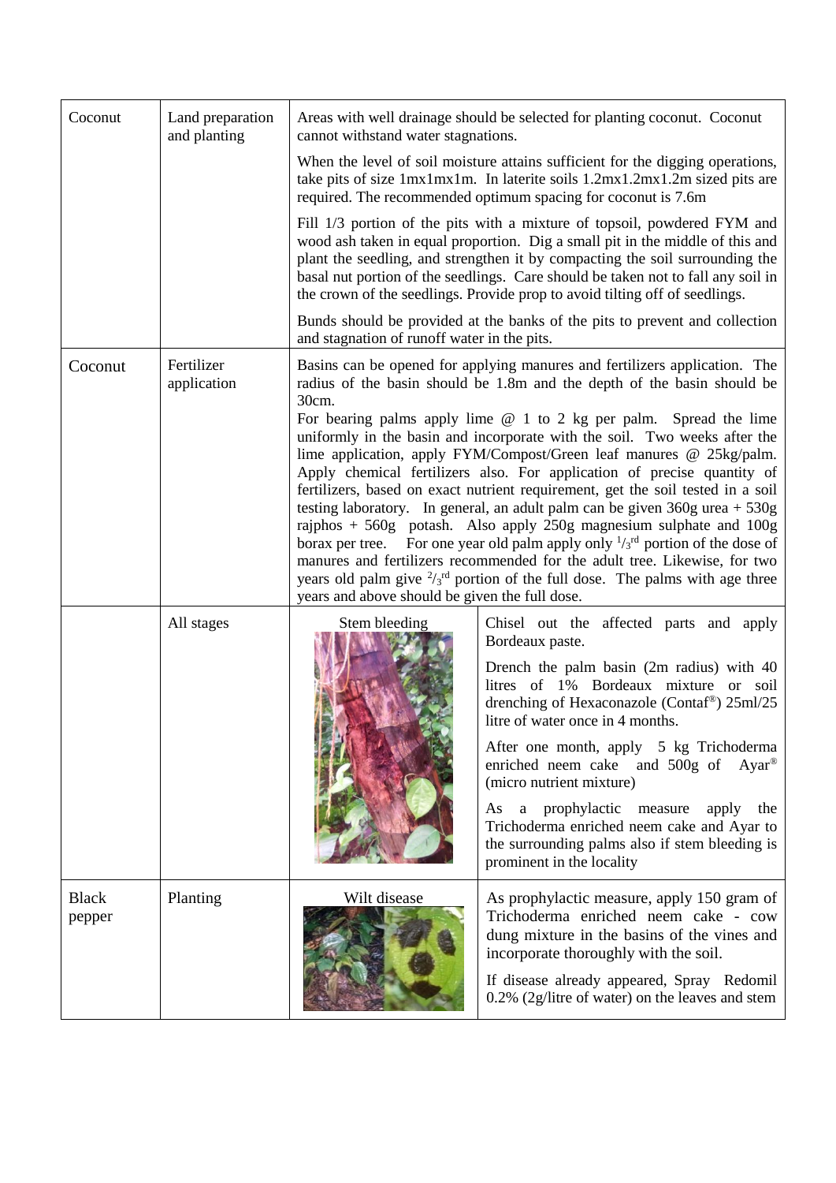| Coconut | Land preparation and planting | Areas with well drainage should be selected for planting coconut. Coconut cannot withstand water stagnations.<br><br>When the level of soil moisture attains sufficient for the digging operations, take pits of size 1mx1mx1m. In laterite soils 1.2mx1.2mx1.2m sized pits are required. The recommended optimum spacing for coconut is 7.6m<br><br>Fill 1/3 portion of the pits with a mixture of topsoil, powdered FYM and wood ash taken in equal proportion. Dig a small pit in the middle of this and plant the seedling, and strengthen it by compacting the soil surrounding the basal nut portion of the seedlings. Care should be taken not to fall any soil in the crown of the seedlings. Provide prop to avoid tilting off of seedlings.<br><br>Bunds should be provided at the banks of the pits to prevent and collection and stagnation of runoff water in the pits. | |
|---|---|---|---|
| Coconut | Fertilizer application | Basins can be opened for applying manures and fertilizers application. The radius of the basin should be 1.8m and the depth of the basin should be 30cm.<br>For bearing palms apply lime @ 1 to 2 kg per palm. Spread the lime uniformly in the basin and incorporate with the soil. Two weeks after the lime application, apply FYM/Compost/Green leaf manures @ 25kg/palm. Apply chemical fertilizers also. For application of precise quantity of fertilizers, based on exact nutrient requirement, get the soil tested in a soil testing laboratory. In general, an adult palm can be given 360g urea + 530g rajphos + 560g potash. Also apply 250g magnesium sulphate and 100g borax per tree. For one year old palm apply only $^{1}/_{3}$rd portion of the dose of manures and fertilizers recommended for the adult tree. Likewise, for two years old palm give $^{2}/_{3}$rd portion of the full dose. The palms with age three years and above should be given the full dose. | |
| | All stages | Stem bleeding | Chisel out the affected parts and apply Bordeaux paste.<br><br>Drench the palm basin (2m radius) with 40 litres of 1% Bordeaux mixture or soil drenching of Hexaconazole (Contaf®) 25ml/25 litre of water once in 4 months.<br><br>After one month, apply 5 kg Trichoderma enriched neem cake and 500g of Ayar® (micro nutrient mixture)<br><br>As a prophylactic measure apply the Trichoderma enriched neem cake and Ayar to the surrounding palms also if stem bleeding is prominent in the locality |
| Black pepper | Planting | Wilt disease | As prophylactic measure, apply 150 gram of Trichoderma enriched neem cake - cow dung mixture in the basins of the vines and incorporate thoroughly with the soil.<br><br>If disease already appeared, Spray Redomil 0.2% (2g/litre of water) on the leaves and stem |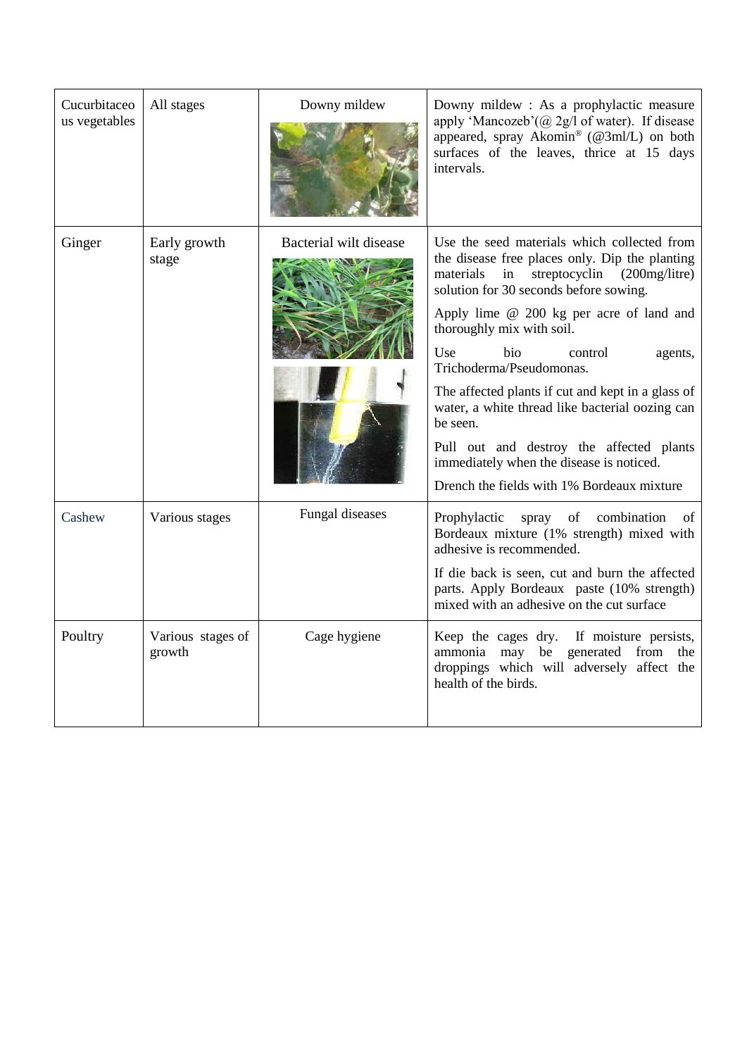| | | | |
|---|---|---|---|
| Cucurbitaceous vegetables | All stages | Downy mildew | Downy mildew : As a prophylactic measure apply 'Mancozeb'(@ 2g/l of water). If disease appeared, spray Akomin® (@3ml/L) on both surfaces of the leaves, thrice at 15 days intervals. |
| Ginger | Early growth stage | Bacterial wilt disease | Use the seed materials which collected from the disease free places only. Dip the planting materials in streptocyclin (200mg/litre) solution for 30 seconds before sowing.<br><br>Apply lime @ 200 kg per acre of land and thoroughly mix with soil.<br><br>Use bio control agents, Trichoderma/Pseudomonas.<br><br>The affected plants if cut and kept in a glass of water, a white thread like bacterial oozing can be seen.<br><br>Pull out and destroy the affected plants immediately when the disease is noticed.<br><br>Drench the fields with 1% Bordeaux mixture |
| Cashew | Various stages | Fungal diseases | Prophylactic spray of combination of Bordeaux mixture (1% strength) mixed with adhesive is recommended.<br><br>If die back is seen, cut and burn the affected parts. Apply Bordeaux paste (10% strength) mixed with an adhesive on the cut surface |
| Poultry | Various stages of growth | Cage hygiene | Keep the cages dry. If moisture persists, ammonia may be generated from the droppings which will adversely affect the health of the birds. |